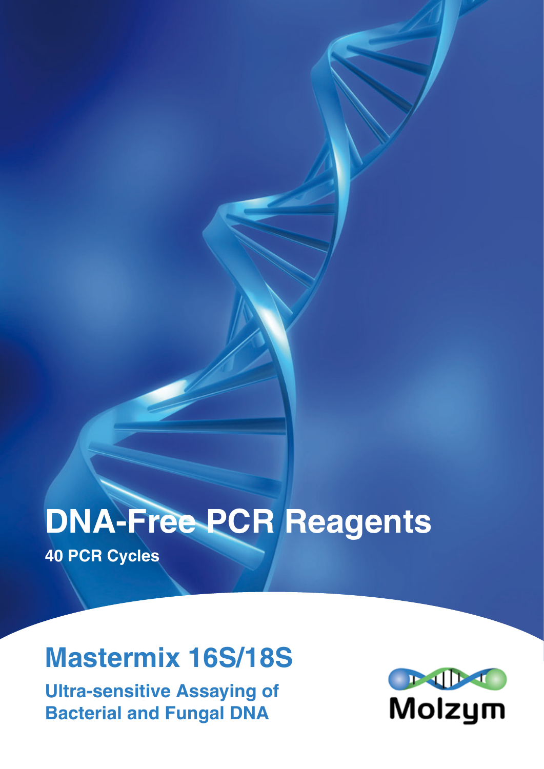# DNA-Free PCR Reagents

**40 PCR Cycles**

## Mastermix 16S/18S

**Ultra-sensitive Assaying of Bacterial and Fungal DNA**

Molzym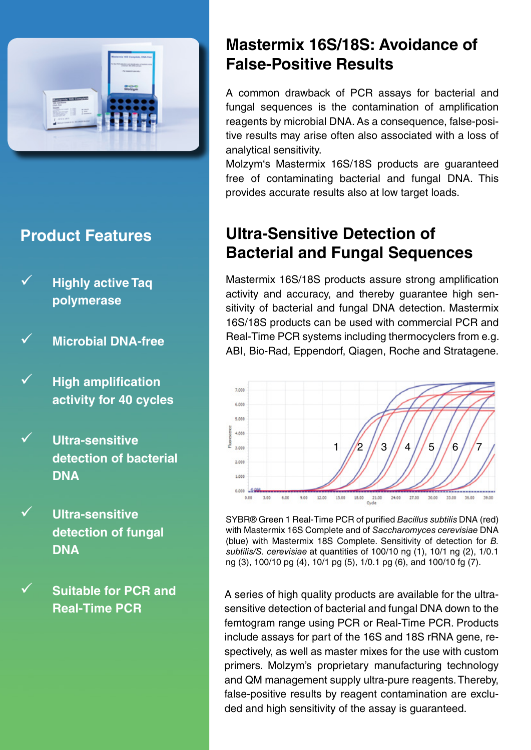## Product Features

- ✓ **Highly active Taq polymerase**
- ✓ **Microbial DNA-free**
- ✓ **High amplification activity for 40 cycles**
- ✓ **Ultra-sensitive detection of bacterial DNA**
- ✓ **Ultra-sensitive detection of fungal DNA**
- ✓ **Suitable for PCR and Real-Time PCR**

## Mastermix 16S/18S: Avoidance of False-Positive Results

A common drawback of PCR assays for bacterial and fungal sequences is the contamination of amplification reagents by microbial DNA. As a consequence, false-positive results may arise often also associated with a loss of analytical sensitivity.

Molzym's Mastermix 16S/18S products are guaranteed free of contaminating bacterial and fungal DNA. This provides accurate results also at low target loads.

## Ultra-Sensitive Detection of Bacterial and Fungal Sequences

Mastermix 16S/18S products assure strong amplification activity and accuracy, and thereby guarantee high sensitivity of bacterial and fungal DNA detection. Mastermix 16S/18S products can be used with commercial PCR and Real-Time PCR systems including thermocyclers from e.g. ABI, Bio-Rad, Eppendorf, Qiagen, Roche and Stratagene.

SYBR® Green 1 Real-Time PCR of purified *Bacillus subtilis* DNA (red) with Mastermix 16S Complete and of *Saccharomyces cerevisiae* DNA (blue) with Mastermix 18S Complete. Sensitivity of detection for *B. subtilis/S. cerevisiae* at quantities of 100/10 ng (1), 10/1 ng (2), 1/0.1 ng (3), 100/10 pg (4), 10/1 pg (5), 1/0.1 pg (6), and 100/10 fg (7).

A series of high quality products are available for the ultra-sensitive detection of bacterial and fungal DNA down to the femtogram range using PCR or Real-Time PCR. Products include assays for part of the 16S and 18S rRNA gene, respectively, as well as master mixes for the use with custom primers. Molzym's proprietary manufacturing technology and QM management supply ultra-pure reagents. Thereby, false-positive results by reagent contamination are excluded and high sensitivity of the assay is guaranteed.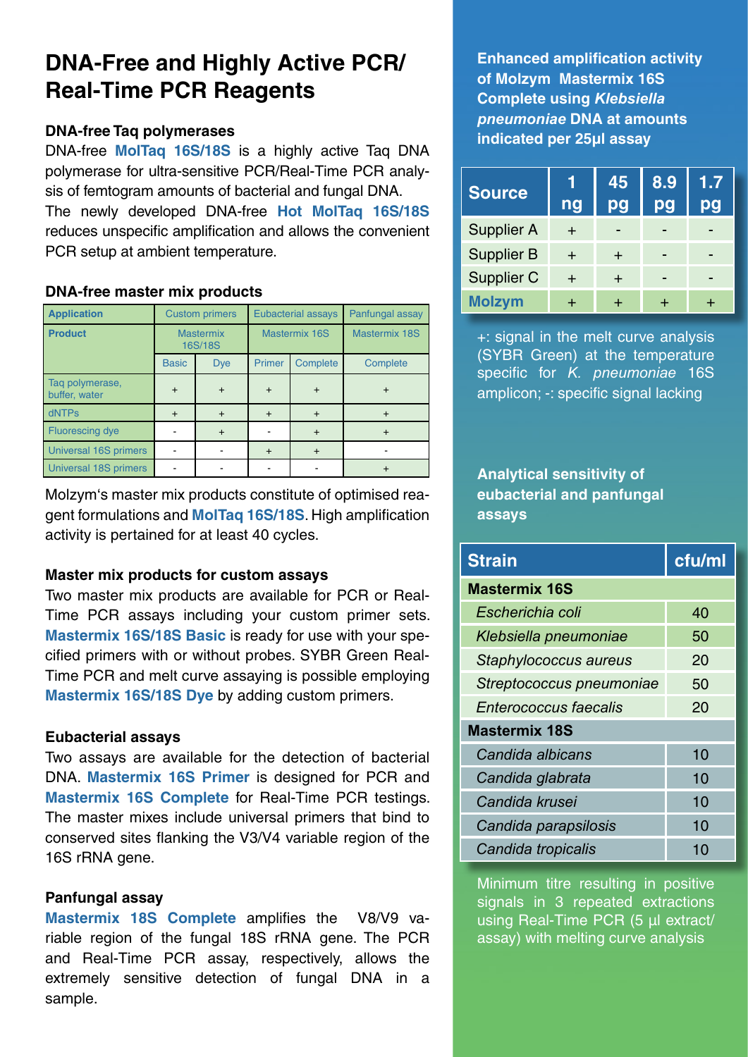# DNA-Free and Highly Active PCR/ Real-Time PCR Reagents

### DNA-free Taq polymerases

DNA-free **MolTaq 16S/18S** is a highly active Taq DNA polymerase for ultra-sensitive PCR/Real-Time PCR analysis of femtogram amounts of bacterial and fungal DNA.
The newly developed DNA-free **Hot MolTaq 16S/18S** reduces unspecific amplification and allows the convenient PCR setup at ambient temperature.

### DNA-free master mix products

| Application | Custom primers | | Eubacterial assays | | Panfungal assay |
|---|---|---|---|---|---|
| Product | Mastermix 16S/18S | | Mastermix 16S | | Mastermix 18S |
| | Basic | Dye | Primer | Complete | Complete |
| Taq polymerase, buffer, water | + | + | + | + | + |
| dNTPs | + | + | + | + | + |
| Fluorescing dye | - | + | - | + | + |
| Universal 16S primers | - | - | + | + | - |
| Universal 18S primers | - | - | - | - | + |

Molzym's master mix products constitute of optimised reagent formulations and **MolTaq 16S/18S**. High amplification activity is pertained for at least 40 cycles.

### Master mix products for custom assays

Two master mix products are available for PCR or Real-Time PCR assays including your custom primer sets. **Mastermix 16S/18S Basic** is ready for use with your specified primers with or without probes. SYBR Green Real-Time PCR and melt curve assaying is possible employing **Mastermix 16S/18S Dye** by adding custom primers.

### Eubacterial assays

Two assays are available for the detection of bacterial DNA. **Mastermix 16S Primer** is designed for PCR and **Mastermix 16S Complete** for Real-Time PCR testings. The master mixes include universal primers that bind to conserved sites flanking the V3/V4 variable region of the 16S rRNA gene.

### Panfungal assay

**Mastermix 18S Complete** amplifies the V8/V9 variable region of the fungal 18S rRNA gene. The PCR and Real-Time PCR assay, respectively, allows the extremely sensitive detection of fungal DNA in a sample.

**Enhanced amplification activity of Molzym Mastermix 16S Complete using *Klebsiella pneumoniae* DNA at amounts indicated per 25µl assay**

| Source | 1 ng | 45 pg | 8.9 pg | 1.7 pg |
|---|---|---|---|---|
| Supplier A | + | - | - | - |
| Supplier B | + | + | - | - |
| Supplier C | + | + | - | - |
| Molzym | + | + | + | + |

+: signal in the melt curve analysis (SYBR Green) at the temperature specific for *K. pneumoniae* 16S amplicon; -: specific signal lacking

**Analytical sensitivity of eubacterial and panfungal assays**

| Strain | cfu/ml |
|---|---|
| **Mastermix 16S** | |
| *Escherichia coli* | 40 |
| *Klebsiella pneumoniae* | 50 |
| *Staphylococcus aureus* | 20 |
| *Streptococcus pneumoniae* | 50 |
| *Enterococcus faecalis* | 20 |
| **Mastermix 18S** | |
| *Candida albicans* | 10 |
| *Candida glabrata* | 10 |
| *Candida krusei* | 10 |
| *Candida parapsilosis* | 10 |
| *Candida tropicalis* | 10 |

Minimum titre resulting in positive signals in 3 repeated extractions using Real-Time PCR (5 µl extract/ assay) with melting curve analysis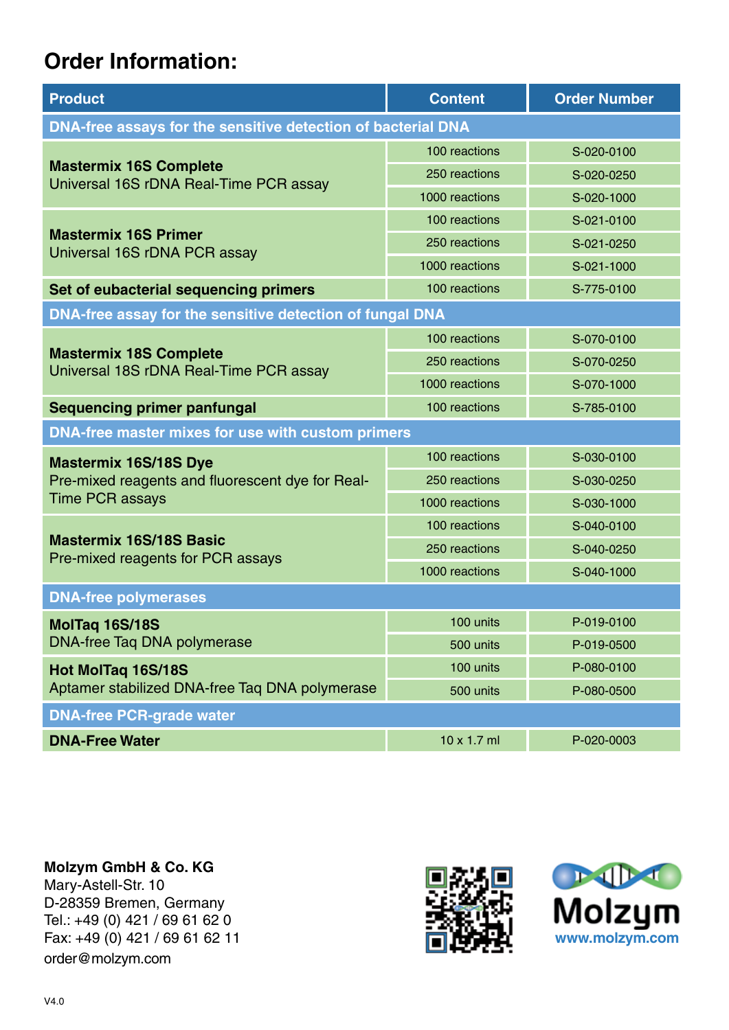## Order Information:

| Product | Content | Order Number |
|---|---|---|
| **DNA-free assays for the sensitive detection of bacterial DNA** | | |
| **Mastermix 16S Complete** Universal 16S rDNA Real-Time PCR assay | 100 reactions | S-020-0100 |
| | 250 reactions | S-020-0250 |
| | 1000 reactions | S-020-1000 |
| **Mastermix 16S Primer** Universal 16S rDNA PCR assay | 100 reactions | S-021-0100 |
| | 250 reactions | S-021-0250 |
| | 1000 reactions | S-021-1000 |
| **Set of eubacterial sequencing primers** | 100 reactions | S-775-0100 |
| **DNA-free assay for the sensitive detection of fungal DNA** | | |
| **Mastermix 18S Complete** Universal 18S rDNA Real-Time PCR assay | 100 reactions | S-070-0100 |
| | 250 reactions | S-070-0250 |
| | 1000 reactions | S-070-1000 |
| **Sequencing primer panfungal** | 100 reactions | S-785-0100 |
| **DNA-free master mixes for use with custom primers** | | |
| **Mastermix 16S/18S Dye** Pre-mixed reagents and fluorescent dye for Real-Time PCR assays | 100 reactions | S-030-0100 |
| | 250 reactions | S-030-0250 |
| | 1000 reactions | S-030-1000 |
| **Mastermix 16S/18S Basic** Pre-mixed reagents for PCR assays | 100 reactions | S-040-0100 |
| | 250 reactions | S-040-0250 |
| | 1000 reactions | S-040-1000 |
| **DNA-free polymerases** | | |
| **MolTaq 16S/18S** DNA-free Taq DNA polymerase | 100 units | P-019-0100 |
| | 500 units | P-019-0500 |
| **Hot MolTaq 16S/18S** Aptamer stabilized DNA-free Taq DNA polymerase | 100 units | P-080-0100 |
| | 500 units | P-080-0500 |
| **DNA-free PCR-grade water** | | |
| **DNA-Free Water** | 10 x 1.7 ml | P-020-0003 |

**Molzym GmbH & Co. KG**
Mary-Astell-Str. 10
D-28359 Bremen, Germany
Tel.: +49 (0) 421 / 69 61 62 0
Fax: +49 (0) 421 / 69 61 62 11
order@molzym.com

Molzym
www.molzym.com

V4.0